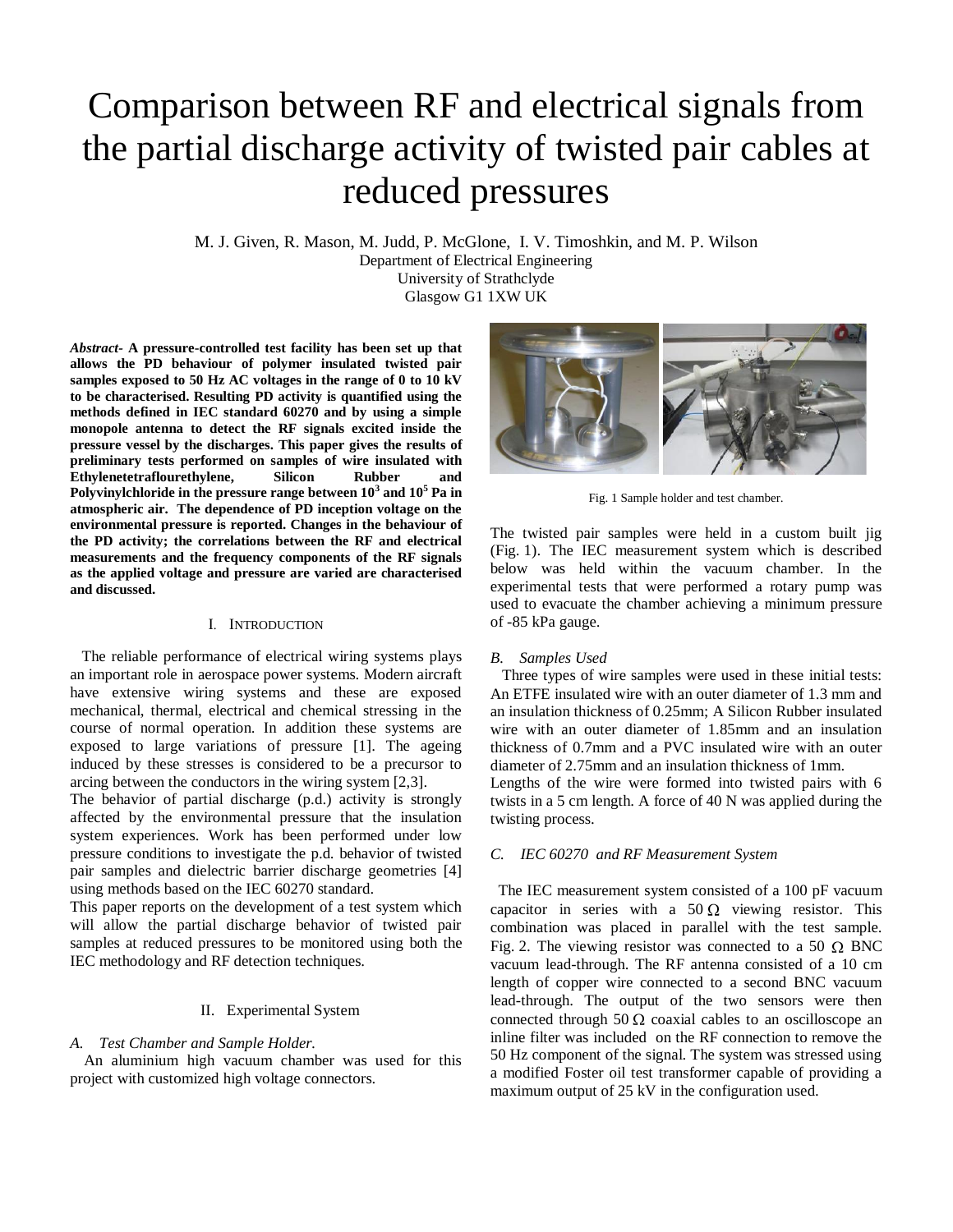# Comparison between RF and electrical signals from the partial discharge activity of twisted pair cables at reduced pressures

M. J. Given, R. Mason, M. Judd, P. McGlone, I. V. Timoshkin, and M. P. Wilson
Department of Electrical Engineering
University of Strathclyde
Glasgow G1 1XW UK

***Abstract***- **A pressure-controlled test facility has been set up that allows the PD behaviour of polymer insulated twisted pair samples exposed to 50 Hz AC voltages in the range of 0 to 10 kV to be characterised. Resulting PD activity is quantified using the methods defined in IEC standard 60270 and by using a simple monopole antenna to detect the RF signals excited inside the pressure vessel by the discharges. This paper gives the results of preliminary tests performed on samples of wire insulated with Ethylenetetraflourethylene, Silicon Rubber and Polyvinylchloride in the pressure range between $10^3$ and $10^5$ Pa in atmospheric air. The dependence of PD inception voltage on the environmental pressure is reported. Changes in the behaviour of the PD activity; the correlations between the RF and electrical measurements and the frequency components of the RF signals as the applied voltage and pressure are varied are characterised and discussed.**

## I. Introduction

The reliable performance of electrical wiring systems plays an important role in aerospace power systems. Modern aircraft have extensive wiring systems and these are exposed mechanical, thermal, electrical and chemical stressing in the course of normal operation. In addition these systems are exposed to large variations of pressure [1]. The ageing induced by these stresses is considered to be a precursor to arcing between the conductors in the wiring system [2,3].

The behavior of partial discharge (p.d.) activity is strongly affected by the environmental pressure that the insulation system experiences. Work has been performed under low pressure conditions to investigate the p.d. behavior of twisted pair samples and dielectric barrier discharge geometries [4] using methods based on the IEC 60270 standard.

This paper reports on the development of a test system which will allow the partial discharge behavior of twisted pair samples at reduced pressures to be monitored using both the IEC methodology and RF detection techniques.

## II. Experimental System

### *A. Test Chamber and Sample Holder.*

An aluminium high vacuum chamber was used for this project with customized high voltage connectors.

Fig. 1 Sample holder and test chamber.

The twisted pair samples were held in a custom built jig (Fig. 1). The IEC measurement system which is described below was held within the vacuum chamber. In the experimental tests that were performed a rotary pump was used to evacuate the chamber achieving a minimum pressure of -85 kPa gauge.

### *B. Samples Used*

Three types of wire samples were used in these initial tests: An ETFE insulated wire with an outer diameter of 1.3 mm and an insulation thickness of 0.25mm; A Silicon Rubber insulated wire with an outer diameter of 1.85mm and an insulation thickness of 0.7mm and a PVC insulated wire with an outer diameter of 2.75mm and an insulation thickness of 1mm.

Lengths of the wire were formed into twisted pairs with 6 twists in a 5 cm length. A force of 40 N was applied during the twisting process.

### *C. IEC 60270 and RF Measurement System*

The IEC measurement system consisted of a 100 pF vacuum capacitor in series with a 50 Ω viewing resistor. This combination was placed in parallel with the test sample. Fig. 2. The viewing resistor was connected to a 50 Ω BNC vacuum lead-through. The RF antenna consisted of a 10 cm length of copper wire connected to a second BNC vacuum lead-through. The output of the two sensors were then connected through 50 Ω coaxial cables to an oscilloscope an inline filter was included on the RF connection to remove the 50 Hz component of the signal. The system was stressed using a modified Foster oil test transformer capable of providing a maximum output of 25 kV in the configuration used.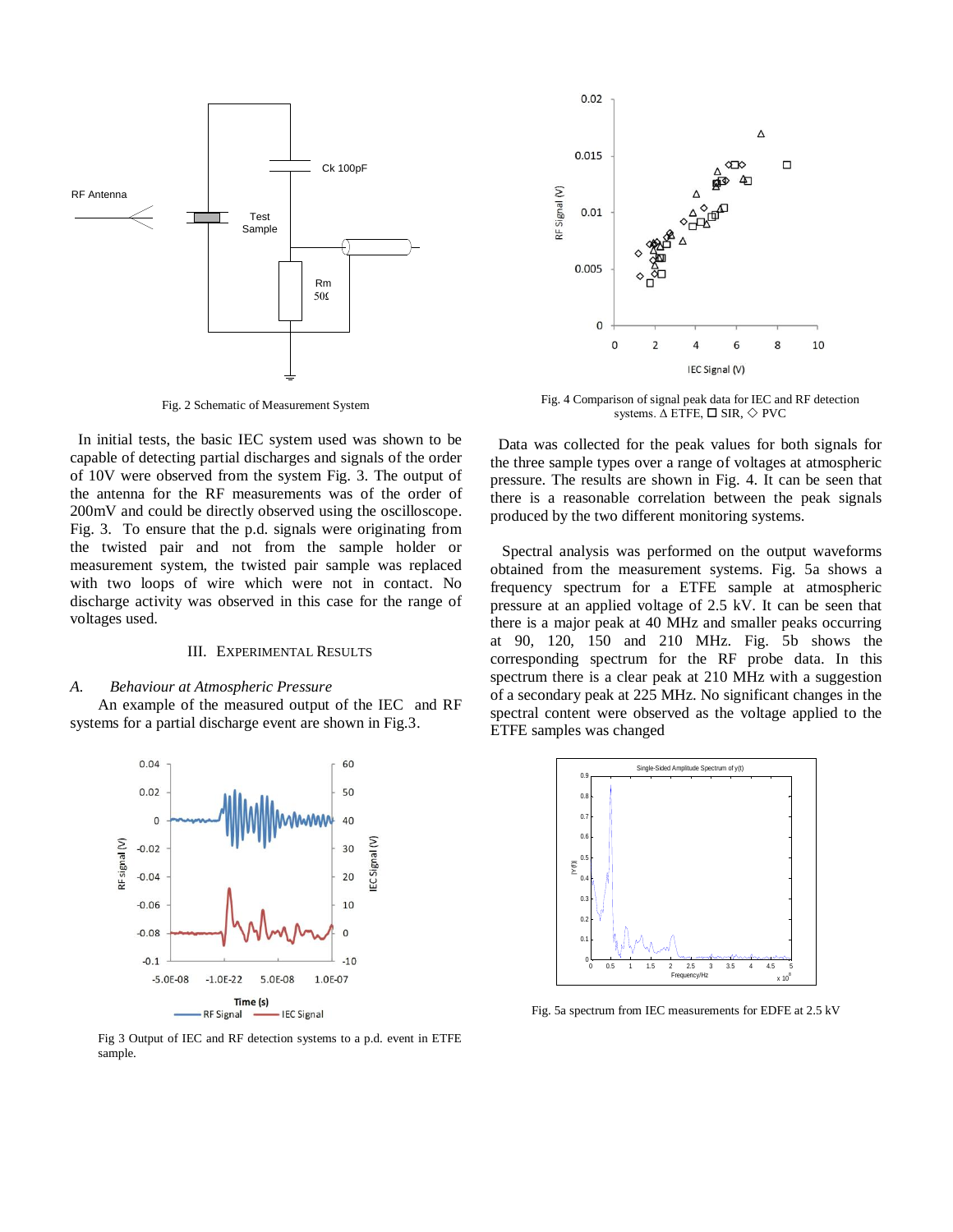Fig. 2 Schematic of Measurement System

In initial tests, the basic IEC system used was shown to be capable of detecting partial discharges and signals of the order of 10V were observed from the system Fig. 3. The output of the antenna for the RF measurements was of the order of 200mV and could be directly observed using the oscilloscope. Fig. 3. To ensure that the p.d. signals were originating from the twisted pair and not from the sample holder or measurement system, the twisted pair sample was replaced with two loops of wire which were not in contact. No discharge activity was observed in this case for the range of voltages used.

## III. Experimental Results

### *A. Behaviour at Atmospheric Pressure*

An example of the measured output of the IEC and RF systems for a partial discharge event are shown in Fig.3.

Fig 3 Output of IEC and RF detection systems to a p.d. event in ETFE sample.

Fig. 4 Comparison of signal peak data for IEC and RF detection systems. Δ ETFE, □ SIR, ◇ PVC

Data was collected for the peak values for both signals for the three sample types over a range of voltages at atmospheric pressure. The results are shown in Fig. 4. It can be seen that there is a reasonable correlation between the peak signals produced by the two different monitoring systems.

Spectral analysis was performed on the output waveforms obtained from the measurement systems. Fig. 5a shows a frequency spectrum for a ETFE sample at atmospheric pressure at an applied voltage of 2.5 kV. It can be seen that there is a major peak at 40 MHz and smaller peaks occurring at 90, 120, 150 and 210 MHz. Fig. 5b shows the corresponding spectrum for the RF probe data. In this spectrum there is a clear peak at 210 MHz with a suggestion of a secondary peak at 225 MHz. No significant changes in the spectral content were observed as the voltage applied to the ETFE samples was changed

Fig. 5a spectrum from IEC measurements for EDFE at 2.5 kV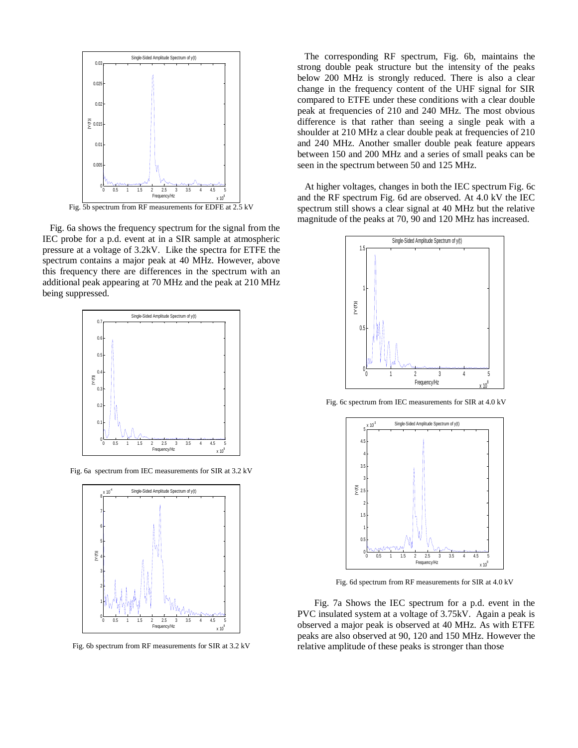Fig. 5b spectrum from RF measurements for EDFE at 2.5 kV

Fig. 6a shows the frequency spectrum for the signal from the IEC probe for a p.d. event at in a SIR sample at atmospheric pressure at a voltage of 3.2kV. Like the spectra for ETFE the spectrum contains a major peak at 40 MHz. However, above this frequency there are differences in the spectrum with an additional peak appearing at 70 MHz and the peak at 210 MHz being suppressed.

Fig. 6a spectrum from IEC measurements for SIR at 3.2 kV

Fig. 6b spectrum from RF measurements for SIR at 3.2 kV

The corresponding RF spectrum, Fig. 6b, maintains the strong double peak structure but the intensity of the peaks below 200 MHz is strongly reduced. There is also a clear change in the frequency content of the UHF signal for SIR compared to ETFE under these conditions with a clear double peak at frequencies of 210 and 240 MHz. The most obvious difference is that rather than seeing a single peak with a shoulder at 210 MHz a clear double peak at frequencies of 210 and 240 MHz. Another smaller double peak feature appears between 150 and 200 MHz and a series of small peaks can be seen in the spectrum between 50 and 125 MHz.

At higher voltages, changes in both the IEC spectrum Fig. 6c and the RF spectrum Fig. 6d are observed. At 4.0 kV the IEC spectrum still shows a clear signal at 40 MHz but the relative magnitude of the peaks at 70, 90 and 120 MHz has increased.

Fig. 6c spectrum from IEC measurements for SIR at 4.0 kV

Fig. 6d spectrum from RF measurements for SIR at 4.0 kV

Fig. 7a Shows the IEC spectrum for a p.d. event in the PVC insulated system at a voltage of 3.75kV. Again a peak is observed a major peak is observed at 40 MHz. As with ETFE peaks are also observed at 90, 120 and 150 MHz. However the relative amplitude of these peaks is stronger than those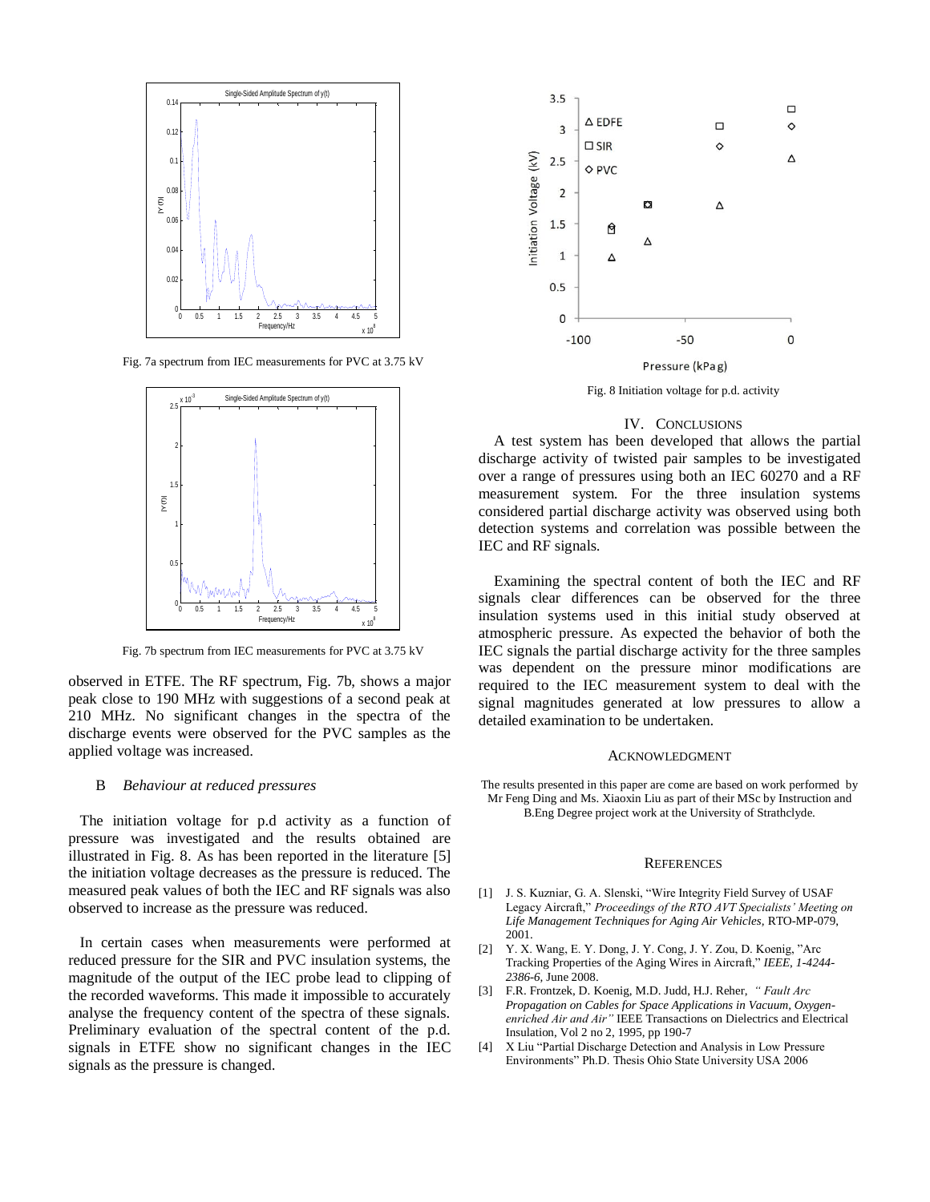Single-Sided Amplitude Spectrum of y(t)

0.14
0.12
0.1
0.08
0.06
0.04
0.02
0

|Y(f)|

0 0.5 1 1.5 2 2.5 3 3.5 4 4.5 5

Frequency/Hz

x 10^8

Fig. 7a spectrum from IEC measurements for PVC at 3.75 kV

x 10^-3

Single-Sided Amplitude Spectrum of y(t)

2.5
2
1.5
1
0.5
0

|Y(f)|

0 0.5 1 1.5 2 2.5 3 3.5 4 4.5 5

Frequency/Hz

x 10^8

Fig. 7b spectrum from IEC measurements for PVC at 3.75 kV

observed in ETFE. The RF spectrum, Fig. 7b, shows a major peak close to 190 MHz with suggestions of a second peak at 210 MHz. No significant changes in the spectra of the discharge events were observed for the PVC samples as the applied voltage was increased.

### B *Behaviour at reduced pressures*

The initiation voltage for p.d activity as a function of pressure was investigated and the results obtained are illustrated in Fig. 8. As has been reported in the literature [5] the initiation voltage decreases as the pressure is reduced. The measured peak values of both the IEC and RF signals was also observed to increase as the pressure was reduced.

In certain cases when measurements were performed at reduced pressure for the SIR and PVC insulation systems, the magnitude of the output of the IEC probe lead to clipping of the recorded waveforms. This made it impossible to accurately analyse the frequency content of the spectra of these signals. Preliminary evaluation of the spectral content of the p.d. signals in ETFE show no significant changes in the IEC signals as the pressure is changed.

3.5
3
2.5
2
1.5
1
0.5
0

Initiation Voltage (kV)

△ EDFE
□ SIR
◇ PVC

-100 -50 0

Pressure (kPag)

Fig. 8 Initiation voltage for p.d. activity

## IV. Conclusions

A test system has been developed that allows the partial discharge activity of twisted pair samples to be investigated over a range of pressures using both an IEC 60270 and a RF measurement system. For the three insulation systems considered partial discharge activity was observed using both detection systems and correlation was possible between the IEC and RF signals.

Examining the spectral content of both the IEC and RF signals clear differences can be observed for the three insulation systems used in this initial study observed at atmospheric pressure. As expected the behavior of both the IEC signals the partial discharge activity for the three samples was dependent on the pressure minor modifications are required to the IEC measurement system to deal with the signal magnitudes generated at low pressures to allow a detailed examination to be undertaken.

## Acknowledgment

The results presented in this paper are come are based on work performed by Mr Feng Ding and Ms. Xiaoxin Liu as part of their MSc by Instruction and B.Eng Degree project work at the University of Strathclyde.

## References

[1] J. S. Kuzniar, G. A. Slenski, "Wire Integrity Field Survey of USAF Legacy Aircraft," *Proceedings of the RTO AVT Specialists' Meeting on Life Management Techniques for Aging Air Vehicles*, RTO-MP-079, 2001.

[2] Y. X. Wang, E. Y. Dong, J. Y. Cong, J. Y. Zou, D. Koenig, "Arc Tracking Properties of the Aging Wires in Aircraft," *IEEE, 1-4244-2386-6*, June 2008.

[3] F.R. Frontzek, D. Koenig, M.D. Judd, H.J. Reher, *" Fault Arc Propagation on Cables for Space Applications in Vacuum, Oxygen-enriched Air and Air"* IEEE Transactions on Dielectrics and Electrical Insulation, Vol 2 no 2, 1995, pp 190-7

[4] X Liu "Partial Discharge Detection and Analysis in Low Pressure Environments" Ph.D. Thesis Ohio State University USA 2006